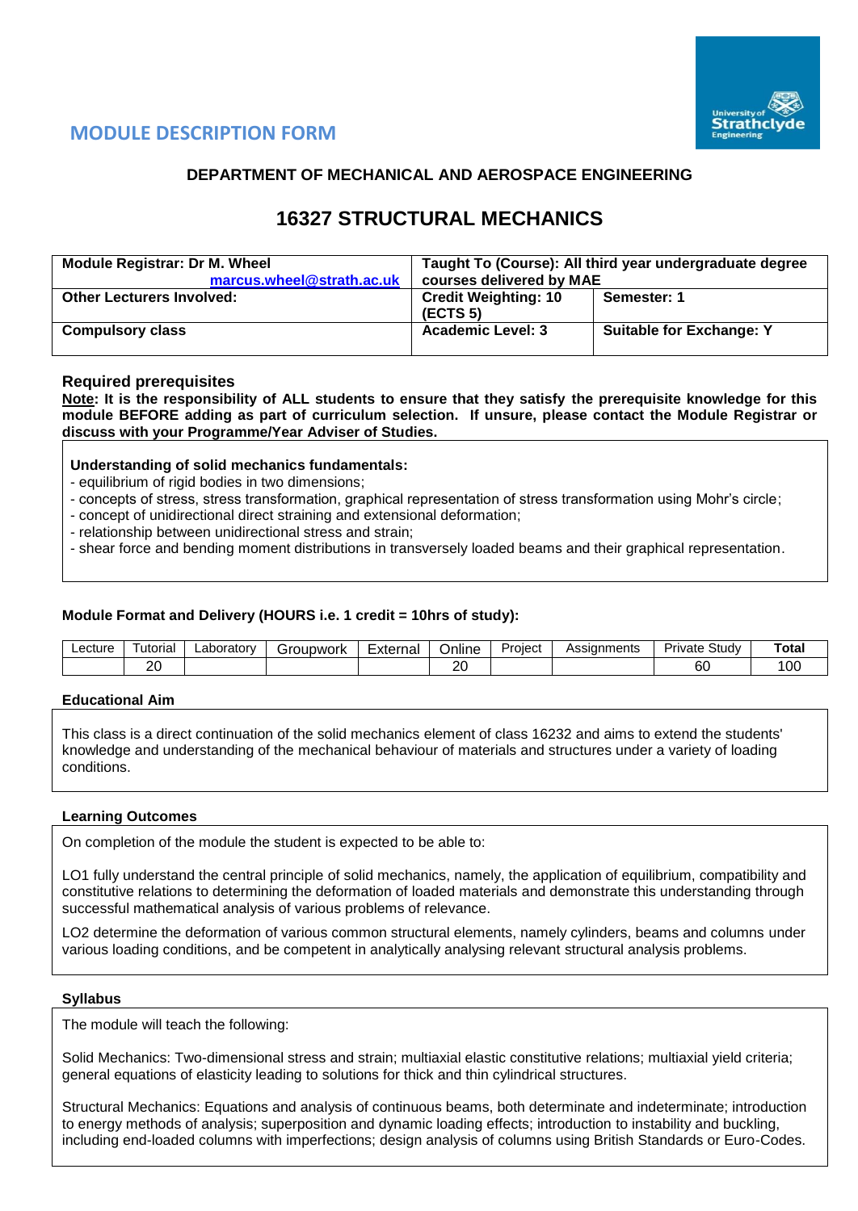## MODULE DESCRIPTION FORM

### DEPARTMENT OF MECHANICAL AND AEROSPACE ENGINEERING

# 16327 STRUCTURAL MECHANICS

| Module Registrar: Dr M. Wheel marcus.wheel@strath.ac.uk | Taught To (Course): All third year undergraduate degree courses delivered by MAE | |
|---|---|---|
| **Other Lecturers Involved:** | **Credit Weighting: 10 (ECTS 5)** | **Semester: 1** |
| **Compulsory class** | **Academic Level: 3** | **Suitable for Exchange: Y** |

### Required prerequisites

**Note: It is the responsibility of ALL students to ensure that they satisfy the prerequisite knowledge for this module BEFORE adding as part of curriculum selection. If unsure, please contact the Module Registrar or discuss with your Programme/Year Adviser of Studies.**

**Understanding of solid mechanics fundamentals:**

- equilibrium of rigid bodies in two dimensions;
- concepts of stress, stress transformation, graphical representation of stress transformation using Mohr's circle;
- concept of unidirectional direct straining and extensional deformation;
- relationship between unidirectional stress and strain;
- shear force and bending moment distributions in transversely loaded beams and their graphical representation.

**Module Format and Delivery (HOURS i.e. 1 credit = 10hrs of study):**

| Lecture | Tutorial | Laboratory | Groupwork | External | Online | Project | Assignments | Private Study | **Total** |
|---|---|---|---|---|---|---|---|---|---|
| | 20 | | | | 20 | | | 60 | 100 |

**Educational Aim**

This class is a direct continuation of the solid mechanics element of class 16232 and aims to extend the students' knowledge and understanding of the mechanical behaviour of materials and structures under a variety of loading conditions.

**Learning Outcomes**

On completion of the module the student is expected to be able to:

LO1 fully understand the central principle of solid mechanics, namely, the application of equilibrium, compatibility and constitutive relations to determining the deformation of loaded materials and demonstrate this understanding through successful mathematical analysis of various problems of relevance.

LO2 determine the deformation of various common structural elements, namely cylinders, beams and columns under various loading conditions, and be competent in analytically analysing relevant structural analysis problems.

**Syllabus**

The module will teach the following:

Solid Mechanics: Two-dimensional stress and strain; multiaxial elastic constitutive relations; multiaxial yield criteria; general equations of elasticity leading to solutions for thick and thin cylindrical structures.

Structural Mechanics: Equations and analysis of continuous beams, both determinate and indeterminate; introduction to energy methods of analysis; superposition and dynamic loading effects; introduction to instability and buckling, including end-loaded columns with imperfections; design analysis of columns using British Standards or Euro-Codes.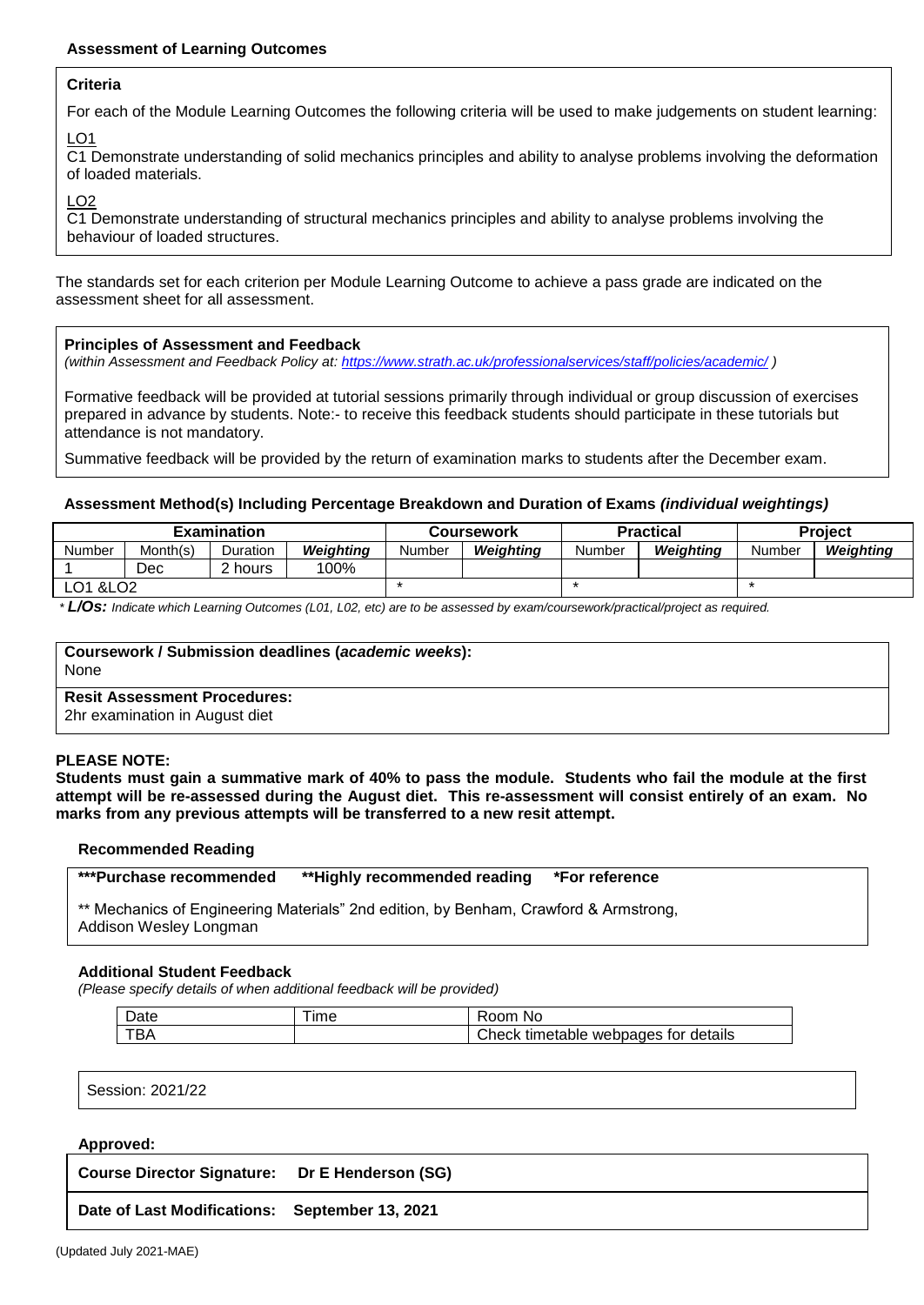### Assessment of Learning Outcomes

**Criteria**

For each of the Module Learning Outcomes the following criteria will be used to make judgements on student learning:

LO1

C1 Demonstrate understanding of solid mechanics principles and ability to analyse problems involving the deformation of loaded materials.

LO2

C1 Demonstrate understanding of structural mechanics principles and ability to analyse problems involving the behaviour of loaded structures.

The standards set for each criterion per Module Learning Outcome to achieve a pass grade are indicated on the assessment sheet for all assessment.

**Principles of Assessment and Feedback**

*(within Assessment and Feedback Policy at: https://www.strath.ac.uk/professionalservices/staff/policies/academic/ )*

Formative feedback will be provided at tutorial sessions primarily through individual or group discussion of exercises prepared in advance by students. Note:- to receive this feedback students should participate in these tutorials but attendance is not mandatory.

Summative feedback will be provided by the return of examination marks to students after the December exam.

**Assessment Method(s) Including Percentage Breakdown and Duration of Exams *(individual weightings)***

| Examination | | | | Coursework | | Practical | | Project | |
|---|---|---|---|---|---|---|---|---|---|
| Number | Month(s) | Duration | ***Weighting*** | Number | ***Weighting*** | Number | ***Weighting*** | Number | ***Weighting*** |
| 1 | Dec | 2 hours | 100% | | | | | | |
| LO1 &LO2 | | | | * | | * | | * | |

\* ***L/Os:*** *Indicate which Learning Outcomes (L01, L02, etc) are to be assessed by exam/coursework/practical/project as required.*

**Coursework / Submission deadlines (*academic weeks*):**

None

**Resit Assessment Procedures:**

2hr examination in August diet

**PLEASE NOTE:**

**Students must gain a summative mark of 40% to pass the module. Students who fail the module at the first attempt will be re-assessed during the August diet. This re-assessment will consist entirely of an exam. No marks from any previous attempts will be transferred to a new resit attempt.**

**Recommended Reading**

**\*\*\*Purchase recommended    \*\*Highly recommended reading    \*For reference**

** Mechanics of Engineering Materials" 2nd edition, by Benham, Crawford & Armstrong, Addison Wesley Longman

**Additional Student Feedback**

*(Please specify details of when additional feedback will be provided)*

| Date | Time | Room No |
|---|---|---|
| TBA | | Check timetable webpages for details |

Session: 2021/22

**Approved:**

**Course Director Signature:** **Dr E Henderson (SG)**

**Date of Last Modifications:** **September 13, 2021**

(Updated July 2021-MAE)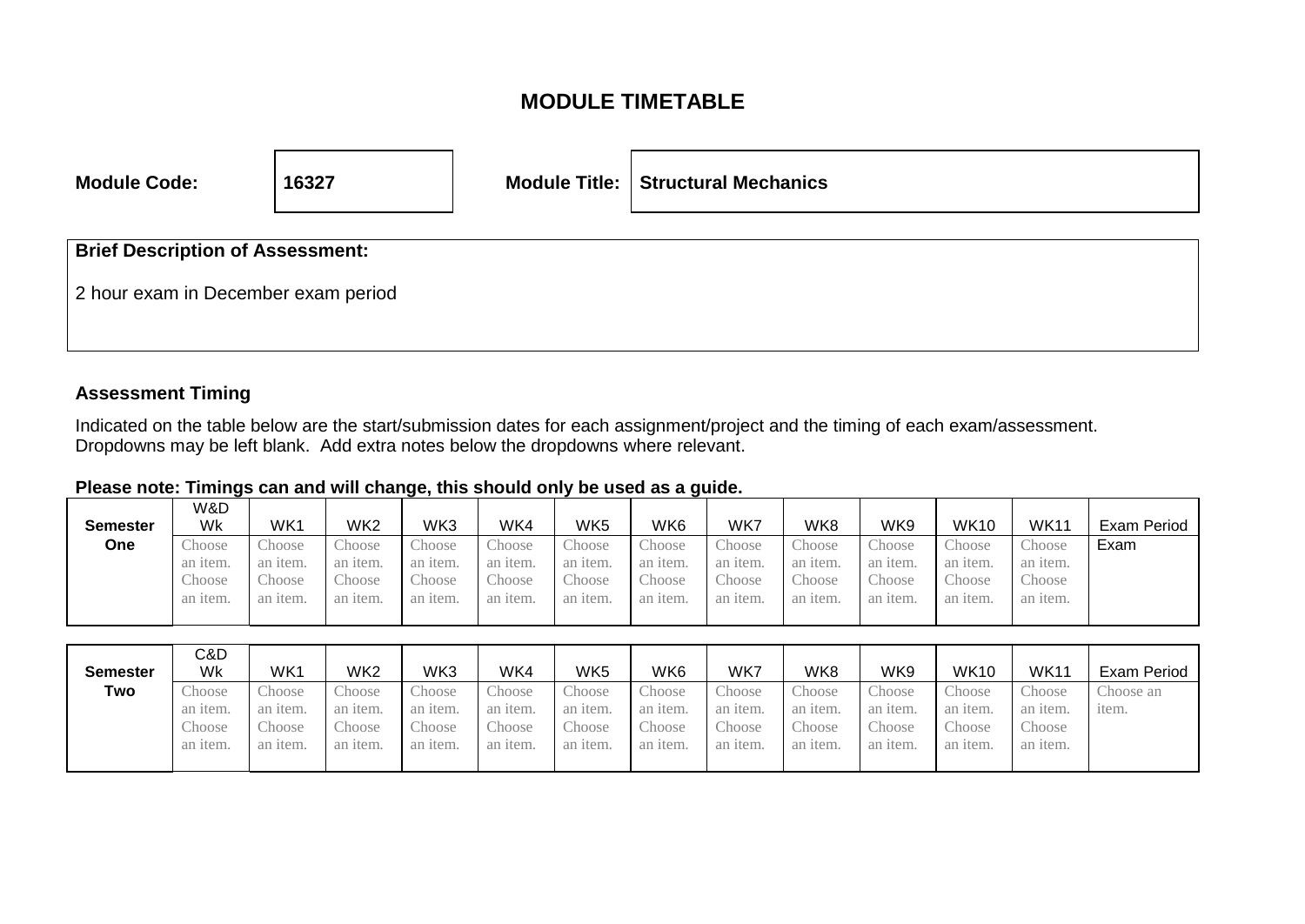# MODULE TIMETABLE

| | | | |
|---|---|---|---|
| **Module Code:** | **16327** | **Module Title:** | **Structural Mechanics** |

**Brief Description of Assessment:**

2 hour exam in December exam period

## Assessment Timing

Indicated on the table below are the start/submission dates for each assignment/project and the timing of each exam/assessment. Dropdowns may be left blank. Add extra notes below the dropdowns where relevant.

**Please note: Timings can and will change, this should only be used as a guide.**

| **Semester One** | W&D Wk | WK1 | WK2 | WK3 | WK4 | WK5 | WK6 | WK7 | WK8 | WK9 | WK10 | WK11 | Exam Period |
|---|---|---|---|---|---|---|---|---|---|---|---|---|---|
| | Choose an item. Choose an item. | Choose an item. Choose an item. | Choose an item. Choose an item. | Choose an item. Choose an item. | Choose an item. Choose an item. | Choose an item. Choose an item. | Choose an item. Choose an item. | Choose an item. Choose an item. | Choose an item. Choose an item. | Choose an item. Choose an item. | Choose an item. Choose an item. | Choose an item. Choose an item. | Exam |

| **Semester Two** | C&D Wk | WK1 | WK2 | WK3 | WK4 | WK5 | WK6 | WK7 | WK8 | WK9 | WK10 | WK11 | Exam Period |
|---|---|---|---|---|---|---|---|---|---|---|---|---|---|
| | Choose an item. Choose an item. | Choose an item. Choose an item. | Choose an item. Choose an item. | Choose an item. Choose an item. | Choose an item. Choose an item. | Choose an item. Choose an item. | Choose an item. Choose an item. | Choose an item. Choose an item. | Choose an item. Choose an item. | Choose an item. Choose an item. | Choose an item. Choose an item. | Choose an item. Choose an item. | Choose an item. |